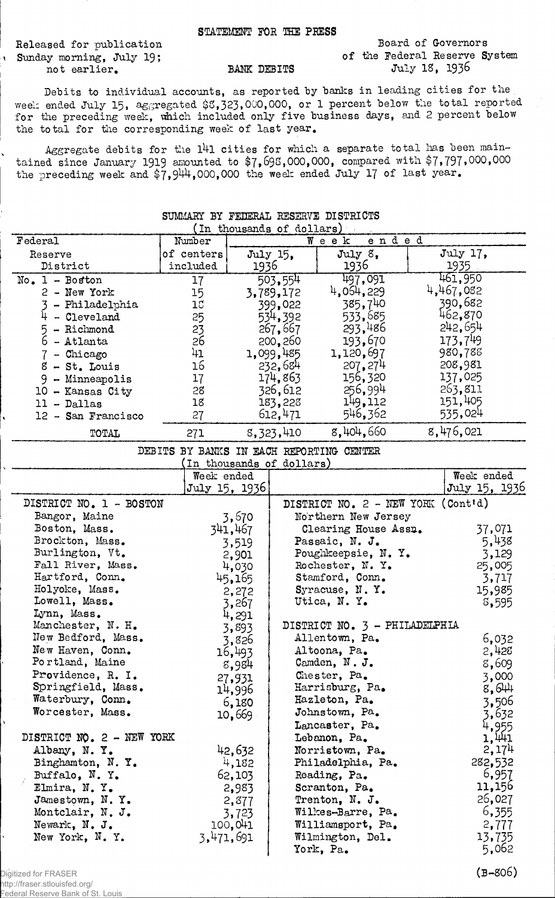STATEMENT FOR THE PRESS

Released for publication
Sunday morning, July 19;
not earlier.

BANK DEBITS

Board of Governors
of the Federal Reserve System
July 18, 1936

Debits to individual accounts, as reported by banks in leading cities for the week ended July 15, aggregated $8,323,000,000, or 1 percent below the total reported for the preceding week, which included only five business days, and 2 percent below the total for the corresponding week of last year.

Aggregate debits for the 141 cities for which a separate total has been maintained since January 1919 amounted to $7,698,000,000, compared with $7,797,000,000 the preceding week and $7,944,000,000 the week ended July 17 of last year.

## SUMMARY BY FEDERAL RESERVE DISTRICTS

(In thousands of dollars)

| Federal Reserve District | Number of centers included | Week ended July 15, 1936 | Week ended July 8, 1936 | Week ended July 17, 1935 |
|---|---|---|---|---|
| No. 1 - Boston | 17 | 503,554 | 497,091 | 461,950 |
| 2 - New York | 15 | 3,789,172 | 4,064,229 | 4,467,082 |
| 3 - Philadelphia | 18 | 399,022 | 385,740 | 390,682 |
| 4 - Cleveland | 25 | 534,392 | 533,685 | 462,870 |
| 5 - Richmond | 23 | 267,667 | 293,486 | 242,654 |
| 6 - Atlanta | 26 | 200,260 | 193,670 | 173,749 |
| 7 - Chicago | 41 | 1,099,485 | 1,120,697 | 980,788 |
| 8 - St. Louis | 16 | 232,684 | 207,274 | 208,981 |
| 9 - Minneapolis | 17 | 174,863 | 156,320 | 137,025 |
| 10 - Kansas City | 28 | 326,612 | 256,994 | 263,811 |
| 11 - Dallas | 18 | 183,228 | 149,112 | 151,405 |
| 12 - San Francisco | 27 | 612,471 | 546,362 | 535,024 |
| TOTAL | 271 | 8,323,410 | 8,404,660 | 8,476,021 |

## DEBITS BY BANKS IN EACH REPORTING CENTER

(In thousands of dollars)

| | Week ended July 15, 1936 |
|---|---|
| **DISTRICT NO. 1 - BOSTON** | |
| Bangor, Maine | 3,670 |
| Boston, Mass. | 341,467 |
| Brockton, Mass. | 3,519 |
| Burlington, Vt. | 2,901 |
| Fall River, Mass. | 4,030 |
| Hartford, Conn. | 45,165 |
| Holyoke, Mass. | 2,272 |
| Lowell, Mass. | 3,267 |
| Lynn, Mass. | 4,291 |
| Manchester, N. H. | 3,893 |
| New Bedford, Mass. | 3,826 |
| New Haven, Conn. | 16,493 |
| Portland, Maine | 8,984 |
| Providence, R. I. | 27,931 |
| Springfield, Mass. | 14,996 |
| Waterbury, Conn. | 6,180 |
| Worcester, Mass. | 10,669 |
| **DISTRICT NO. 2 - NEW YORK** | |
| Albany, N. Y. | 42,632 |
| Binghamton, N. Y. | 4,182 |
| Buffalo, N. Y. | 62,103 |
| Elmira, N. Y. | 2,983 |
| Jamestown, N. Y. | 2,877 |
| Montclair, N. J. | 3,723 |
| Newark, N. J. | 100,041 |
| New York, N. Y. | 3,471,691 |
| **DISTRICT NO. 2 - NEW YORK (Cont'd)** | |
| Northern New Jersey Clearing House Assn. | 37,071 |
| Passaic, N. J. | 5,438 |
| Poughkeepsie, N. Y. | 3,129 |
| Rochester, N. Y. | 25,005 |
| Stamford, Conn. | 3,717 |
| Syracuse, N. Y. | 15,985 |
| Utica, N. Y. | 8,595 |
| **DISTRICT NO. 3 - PHILADELPHIA** | |
| Allentown, Pa. | 6,032 |
| Altoona, Pa. | 2,428 |
| Camden, N. J. | 8,609 |
| Chester, Pa. | 3,000 |
| Harrisburg, Pa. | 8,644 |
| Hazleton, Pa. | 3,506 |
| Johnstown, Pa. | 3,632 |
| Lancaster, Pa. | 4,955 |
| Lebanon, Pa. | 1,441 |
| Norristown, Pa. | 2,174 |
| Philadelphia, Pa. | 282,532 |
| Reading, Pa. | 6,957 |
| Scranton, Pa. | 11,156 |
| Trenton, N. J. | 26,027 |
| Wilkes-Barre, Pa. | 6,355 |
| Williamsport, Pa. | 2,777 |
| Wilmington, Del. | 13,735 |
| York, Pa. | 5,062 |

(B-806)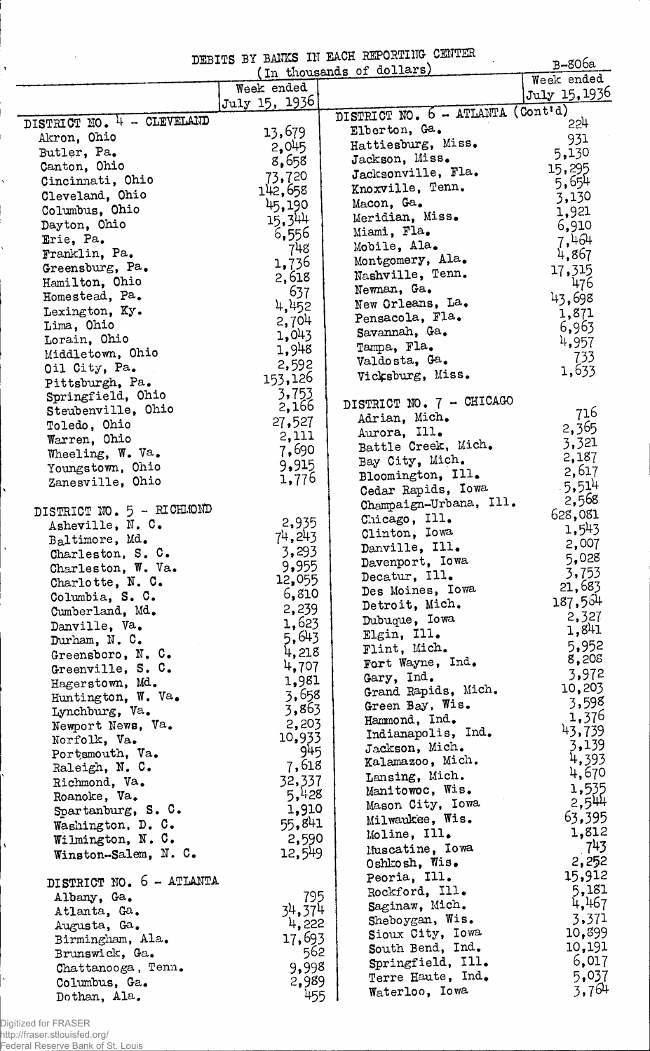# DEBITS BY BANKS IN EACH REPORTING CENTER

(In thousands of dollars)

B-806a

| | Week ended July 15, 1936 |
|---|---|
| **DISTRICT NO. 4 - CLEVELAND** | |
| Akron, Ohio | 13,679 |
| Butler, Pa. | 2,045 |
| Canton, Ohio | 8,658 |
| Cincinnati, Ohio | 73,720 |
| Cleveland, Ohio | 142,658 |
| Columbus, Ohio | 45,190 |
| Dayton, Ohio | 15,344 |
| Erie, Pa. | 6,556 |
| Franklin, Pa. | 748 |
| Greensburg, Pa. | 1,736 |
| Hamilton, Ohio | 2,618 |
| Homestead, Pa. | 637 |
| Lexington, Ky. | 4,452 |
| Lima, Ohio | 2,704 |
| Lorain, Ohio | 1,043 |
| Middletown, Ohio | 1,948 |
| Oil City, Pa. | 2,592 |
| Pittsburgh, Pa. | 153,126 |
| Springfield, Ohio | 3,753 |
| Steubenville, Ohio | 2,166 |
| Toledo, Ohio | 27,527 |
| Warren, Ohio | 2,111 |
| Wheeling, W. Va. | 7,690 |
| Youngstown, Ohio | 9,915 |
| Zanesville, Ohio | 1,776 |
| **DISTRICT NO. 5 - RICHMOND** | |
| Asheville, N. C. | 2,935 |
| Baltimore, Md. | 74,243 |
| Charleston, S. C. | 3,293 |
| Charleston, W. Va. | 9,955 |
| Charlotte, N. C. | 12,055 |
| Columbia, S. C. | 6,810 |
| Cumberland, Md. | 2,239 |
| Danville, Va. | 1,623 |
| Durham, N. C. | 5,643 |
| Greensboro, N. C. | 4,218 |
| Greenville, S. C. | 4,707 |
| Hagerstown, Md. | 1,981 |
| Huntington, W. Va. | 3,658 |
| Lynchburg, Va. | 3,863 |
| Newport News, Va. | 2,203 |
| Norfolk, Va. | 10,933 |
| Portsmouth, Va. | 945 |
| Raleigh, N. C. | 7,618 |
| Richmond, Va. | 32,337 |
| Roanoke, Va. | 5,428 |
| Spartanburg, S. C. | 1,910 |
| Washington, D. C. | 55,841 |
| Wilmington, N. C. | 2,590 |
| Winston-Salem, N. C. | 12,549 |
| **DISTRICT NO. 6 - ATLANTA** | |
| Albany, Ga. | 795 |
| Atlanta, Ga. | 34,374 |
| Augusta, Ga. | 4,222 |
| Birmingham, Ala. | 17,693 |
| Brunswick, Ga. | 562 |
| Chattanooga, Tenn. | 9,998 |
| Columbus, Ga. | 2,989 |
| Dothan, Ala. | 455 |
| **DISTRICT NO. 6 - ATLANTA (Cont'd)** | |
| Elberton, Ga. | 224 |
| Hattiesburg, Miss. | 931 |
| Jackson, Miss. | 5,130 |
| Jacksonville, Fla. | 15,295 |
| Knoxville, Tenn. | 5,654 |
| Macon, Ga. | 3,130 |
| Meridian, Miss. | 1,921 |
| Miami, Fla. | 6,910 |
| Mobile, Ala. | 7,464 |
| Montgomery, Ala. | 4,867 |
| Nashville, Tenn. | 17,315 |
| Newnan, Ga. | 476 |
| New Orleans, La. | 43,698 |
| Pensacola, Fla. | 1,871 |
| Savannah, Ga. | 6,963 |
| Tampa, Fla. | 4,957 |
| Valdosta, Ga. | 733 |
| Vicksburg, Miss. | 1,633 |
| **DISTRICT NO. 7 - CHICAGO** | |
| Adrian, Mich. | 716 |
| Aurora, Ill. | 2,365 |
| Battle Creek, Mich. | 3,321 |
| Bay City, Mich. | 2,187 |
| Bloomington, Ill. | 2,617 |
| Cedar Rapids, Iowa | 5,514 |
| Champaign-Urbana, Ill. | 2,568 |
| Chicago, Ill. | 628,081 |
| Clinton, Iowa | 1,543 |
| Danville, Ill. | 2,007 |
| Davenport, Iowa | 5,028 |
| Decatur, Ill. | 3,753 |
| Des Moines, Iowa | 21,683 |
| Detroit, Mich. | 187,564 |
| Dubuque, Iowa | 2,327 |
| Elgin, Ill. | 1,841 |
| Flint, Mich. | 5,952 |
| Fort Wayne, Ind. | 8,208 |
| Gary, Ind. | 3,972 |
| Grand Rapids, Mich. | 10,203 |
| Green Bay, Wis. | 3,598 |
| Hammond, Ind. | 1,376 |
| Indianapolis, Ind. | 43,739 |
| Jackson, Mich. | 3,139 |
| Kalamazoo, Mich. | 4,393 |
| Lansing, Mich. | 4,670 |
| Manitowoc, Wis. | 1,535 |
| Mason City, Iowa | 2,544 |
| Milwaukee, Wis. | 63,395 |
| Moline, Ill. | 1,812 |
| Muscatine, Iowa | 743 |
| Oshkosh, Wis. | 2,252 |
| Peoria, Ill. | 15,912 |
| Rockford, Ill. | 5,181 |
| Saginaw, Mich. | 4,467 |
| Sheboygan, Wis. | 3,371 |
| Sioux City, Iowa | 10,899 |
| South Bend, Ind. | 10,191 |
| Springfield, Ill. | 6,017 |
| Terre Haute, Ind. | 5,037 |
| Waterloo, Iowa | 3,764 |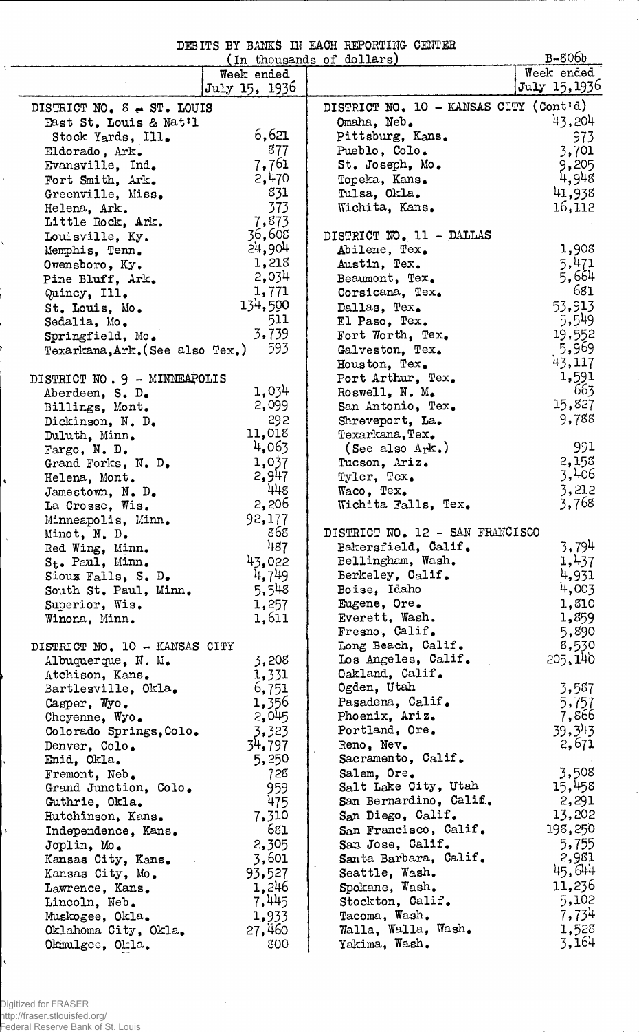DEBITS BY BANKS IN EACH REPORTING CENTER

(In thousands of dollars)

B-806b

| | Week ended July 15, 1936 | | Week ended July 15, 1936 |
|---|---|---|---|
| DISTRICT NO. 8 - ST. LOUIS | | DISTRICT NO. 10 - KANSAS CITY (Cont'd) | |
| East St. Louis & Nat'l Stock Yards, Ill. | 6,621 | Omaha, Neb. | 43,204 |
| Eldorado, Ark. | 877 | Pittsburg, Kans. | 973 |
| Evansville, Ind. | 7,761 | Pueblo, Colo. | 3,701 |
| Fort Smith, Ark. | 2,470 | St. Joseph, Mo. | 9,205 |
| Greenville, Miss. | 831 | Topeka, Kans. | 4,948 |
| Helena, Ark. | 373 | Tulsa, Okla. | 41,938 |
| Little Rock, Ark. | 7,873 | Wichita, Kans. | 16,112 |
| Louisville, Ky. | 36,608 | | |
| Memphis, Tenn. | 24,904 | DISTRICT NO. 11 - DALLAS | |
| Owensboro, Ky. | 1,218 | Abilene, Tex. | 1,908 |
| Pine Bluff, Ark. | 2,034 | Austin, Tex. | 5,471 |
| Quincy, Ill. | 1,771 | Beaumont, Tex. | 5,664 |
| St. Louis, Mo. | 134,590 | Corsicana, Tex. | 681 |
| Sedalia, Mo. | 511 | Dallas, Tex. | 53,913 |
| Springfield, Mo. | 3,739 | El Paso, Tex. | 5,549 |
| Texarkana, Ark. (See also Tex.) | 593 | Fort Worth, Tex. | 19,552 |
| | | Galveston, Tex. | 5,969 |
| DISTRICT NO. 9 - MINNEAPOLIS | | Houston, Tex. | 43,117 |
| Aberdeen, S. D. | 1,034 | Port Arthur, Tex. | 1,591 |
| Billings, Mont. | 2,099 | Roswell, N. M. | 663 |
| Dickinson, N. D. | 292 | San Antonio, Tex. | 15,827 |
| Duluth, Minn. | 11,018 | Shreveport, La. | 9,788 |
| Fargo, N. D. | 4,063 | Texarkana, Tex. (See also Ark.) | 991 |
| Grand Forks, N. D. | 1,037 | Tucson, Ariz. | 2,158 |
| Helena, Mont. | 2,947 | Tyler, Tex. | 3,406 |
| Jamestown, N. D. | 448 | Waco, Tex. | 3,212 |
| La Crosse, Wis. | 2,206 | Wichita Falls, Tex. | 3,768 |
| Minneapolis, Minn. | 92,177 | | |
| Minot, N. D. | 868 | DISTRICT NO. 12 - SAN FRANCISCO | |
| Red Wing, Minn. | 487 | Bakersfield, Calif. | 3,794 |
| St. Paul, Minn. | 43,022 | Bellingham, Wash. | 1,437 |
| Sioux Falls, S. D. | 4,749 | Berkeley, Calif. | 4,931 |
| South St. Paul, Minn. | 5,548 | Boise, Idaho | 4,003 |
| Superior, Wis. | 1,257 | Eugene, Ore. | 1,810 |
| Winona, Minn. | 1,611 | Everett, Wash. | 1,859 |
| | | Fresno, Calif. | 5,890 |
| DISTRICT NO. 10 - KANSAS CITY | | Long Beach, Calif. | 8,530 |
| Albuquerque, N. M. | 3,208 | Los Angeles, Calif. | 205,140 |
| Atchison, Kans. | 1,331 | Oakland, Calif. | |
| Bartlesville, Okla. | 6,751 | Ogden, Utah | 3,587 |
| Casper, Wyo. | 1,356 | Pasadena, Calif. | 5,757 |
| Cheyenne, Wyo. | 2,045 | Phoenix, Ariz. | 7,866 |
| Colorado Springs, Colo. | 3,323 | Portland, Ore. | 39,343 |
| Denver, Colo. | 34,797 | Reno, Nev. | 2,671 |
| Enid, Okla. | 5,250 | Sacramento, Calif. | |
| Fremont, Neb. | 728 | Salem, Ore. | 3,508 |
| Grand Junction, Colo. | 959 | Salt Lake City, Utah | 15,458 |
| Guthrie, Okla. | 475 | San Bernardino, Calif. | 2,291 |
| Hutchinson, Kans. | 7,310 | San Diego, Calif. | 13,202 |
| Independence, Kans. | 681 | San Francisco, Calif. | 198,250 |
| Joplin, Mo. | 2,305 | San Jose, Calif. | 5,755 |
| Kansas City, Kans. | 3,601 | Santa Barbara, Calif. | 2,981 |
| Kansas City, Mo. | 93,527 | Seattle, Wash. | 45,644 |
| Lawrence, Kans. | 1,246 | Spokane, Wash. | 11,236 |
| Lincoln, Neb. | 7,445 | Stockton, Calif. | 5,102 |
| Muskogee, Okla. | 1,933 | Tacoma, Wash. | 7,734 |
| Oklahoma City, Okla. | 27,460 | Walla Walla, Wash. | 1,528 |
| Okmulgee, Okla. | 800 | Yakima, Wash. | 3,164 |